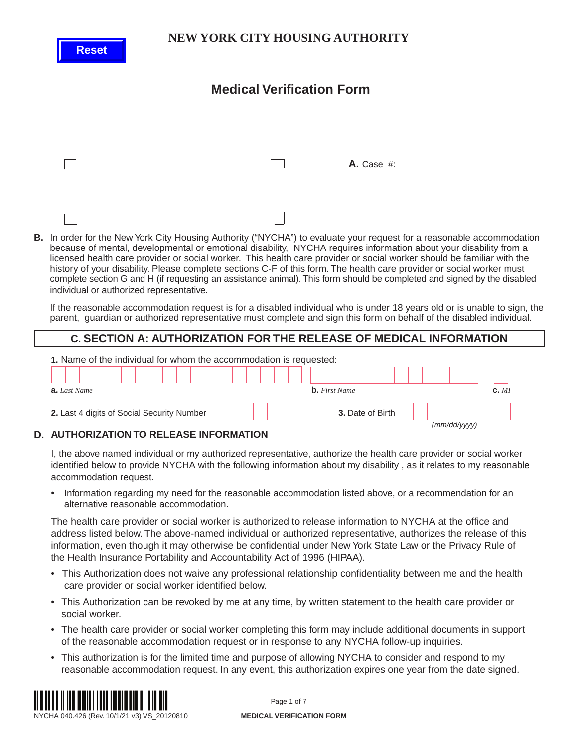# NEW YORK CITY HOUSING AUTHORITY

## Medical Verification Form

**A.** Case #:

**B.** In order for the New York City Housing Authority ("NYCHA") to evaluate your request for a reasonable accommodation because of mental, developmental or emotional disability, NYCHA requires information about your disability from a licensed health care provider or social worker. This health care provider or social worker should be familiar with the history of your disability. Please complete sections C-F of this form. The health care provider or social worker must complete section G and H (if requesting an assistance animal). This form should be completed and signed by the disabled individual or authorized representative.

If the reasonable accommodation request is for a disabled individual who is under 18 years old or is unable to sign, the parent, guardian or authorized representative must complete and sign this form on behalf of the disabled individual.

## C. SECTION A: AUTHORIZATION FOR THE RELEASE OF MEDICAL INFORMATION

**1.** Name of the individual for whom the accommodation is requested:

**a.** *Last Name* **b.** *First Name* **c.** *MI*

**2.** Last 4 digits of Social Security Number

**3.** Date of Birth *(mm/dd/yyyy)*

## D. AUTHORIZATION TO RELEASE INFORMATION

I, the above named individual or my authorized representative, authorize the health care provider or social worker identified below to provide NYCHA with the following information about my disability , as it relates to my reasonable accommodation request.

- Information regarding my need for the reasonable accommodation listed above, or a recommendation for an alternative reasonable accommodation.

The health care provider or social worker is authorized to release information to NYCHA at the office and address listed below. The above-named individual or authorized representative, authorizes the release of this information, even though it may otherwise be confidential under New York State Law or the Privacy Rule of the Health Insurance Portability and Accountability Act of 1996 (HIPAA).

- This Authorization does not waive any professional relationship confidentiality between me and the health care provider or social worker identified below.
- This Authorization can be revoked by me at any time, by written statement to the health care provider or social worker.
- The health care provider or social worker completing this form may include additional documents in support of the reasonable accommodation request or in response to any NYCHA follow-up inquiries.
- This authorization is for the limited time and purpose of allowing NYCHA to consider and respond to my reasonable accommodation request. In any event, this authorization expires one year from the date signed.

NYCHA 040.426 (Rev. 10/1/21 v3) VS_20120810

MEDICAL VERIFICATION FORM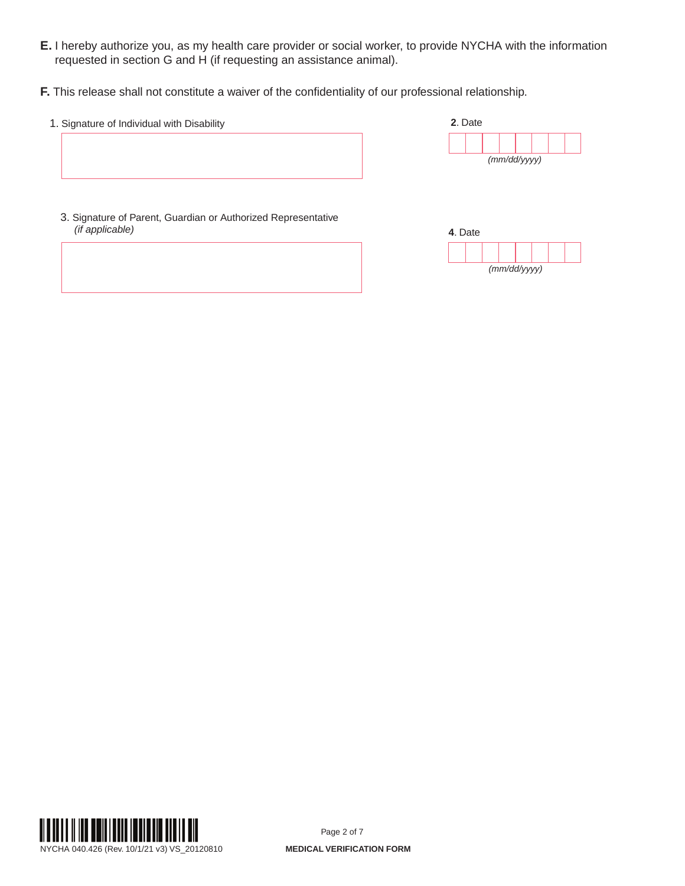**E.** I hereby authorize you, as my health care provider or social worker, to provide NYCHA with the information requested in section G and H (if requesting an assistance animal).

**F.** This release shall not constitute a waiver of the confidentiality of our professional relationship.

1. Signature of Individual with Disability

**2**. Date

*(mm/dd/yyyy)*

3. Signature of Parent, Guardian or Authorized Representative *(if applicable)*

**4**. Date

*(mm/dd/yyyy)*

NYCHA 040.426 (Rev. 10/1/21 v3) VS_20120810

**MEDICAL VERIFICATION FORM**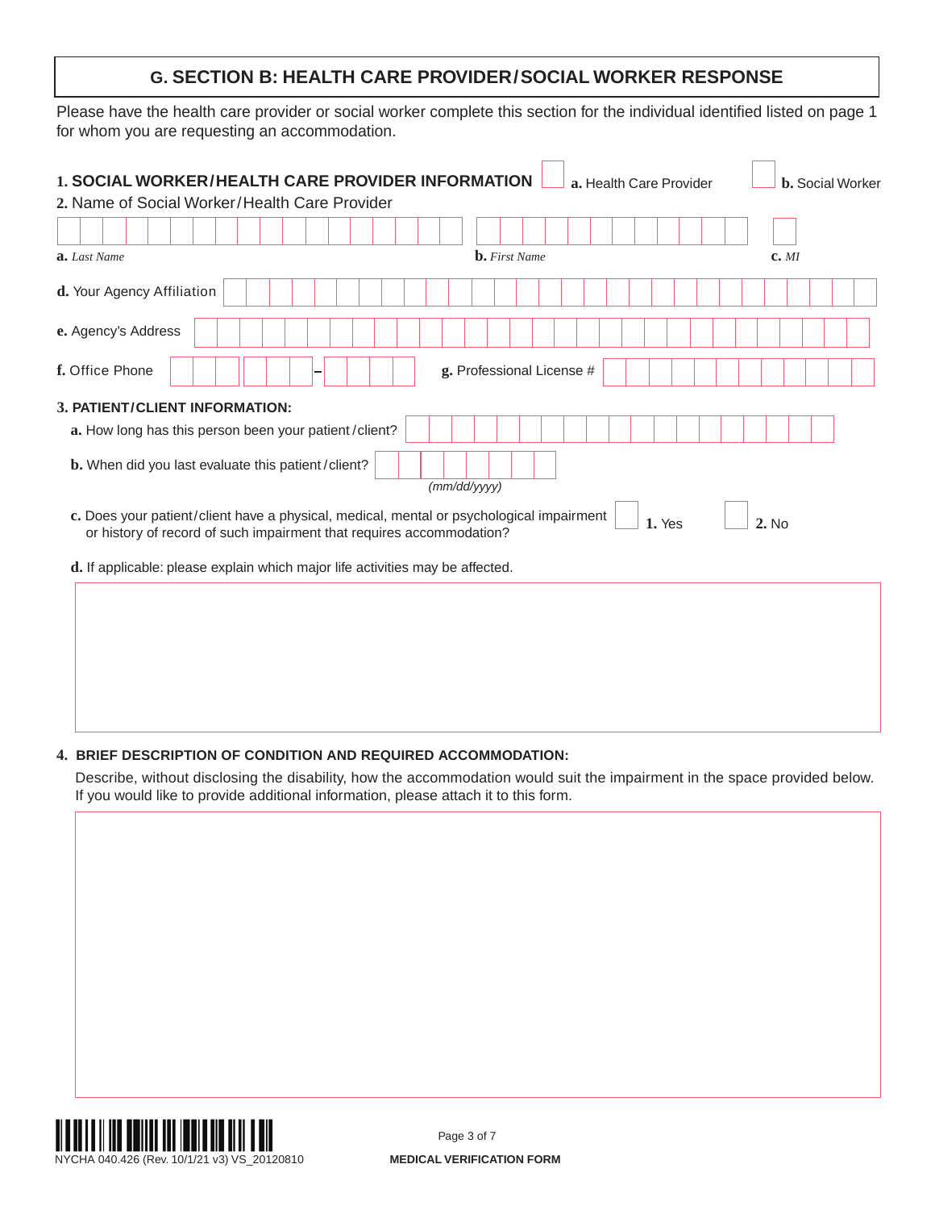## G. SECTION B: HEALTH CARE PROVIDER/SOCIAL WORKER RESPONSE

Please have the health care provider or social worker complete this section for the individual identified listed on page 1 for whom you are requesting an accommodation.

**1. SOCIAL WORKER/HEALTH CARE PROVIDER INFORMATION** ☐ **a.** Health Care Provider ☐ **b.** Social Worker

**2.** Name of Social Worker/Health Care Provider

**a.** *Last Name* **b.** *First Name* **c.** *MI*

**d.** Your Agency Affiliation

**e.** Agency's Address

**f.** Office Phone –

**g.** Professional License #

**3. PATIENT/CLIENT INFORMATION:**

**a.** How long has this person been your patient/client?

**b.** When did you last evaluate this patient/client? *(mm/dd/yyyy)*

**c.** Does your patient/client have a physical, medical, mental or psychological impairment or history of record of such impairment that requires accommodation? ☐ **1.** Yes ☐ **2.** No

**d.** If applicable: please explain which major life activities may be affected.

**4. BRIEF DESCRIPTION OF CONDITION AND REQUIRED ACCOMMODATION:**

Describe, without disclosing the disability, how the accommodation would suit the impairment in the space provided below. If you would like to provide additional information, please attach it to this form.

NYCHA 040.426 (Rev. 10/1/21 v3) VS_20120810

**MEDICAL VERIFICATION FORM**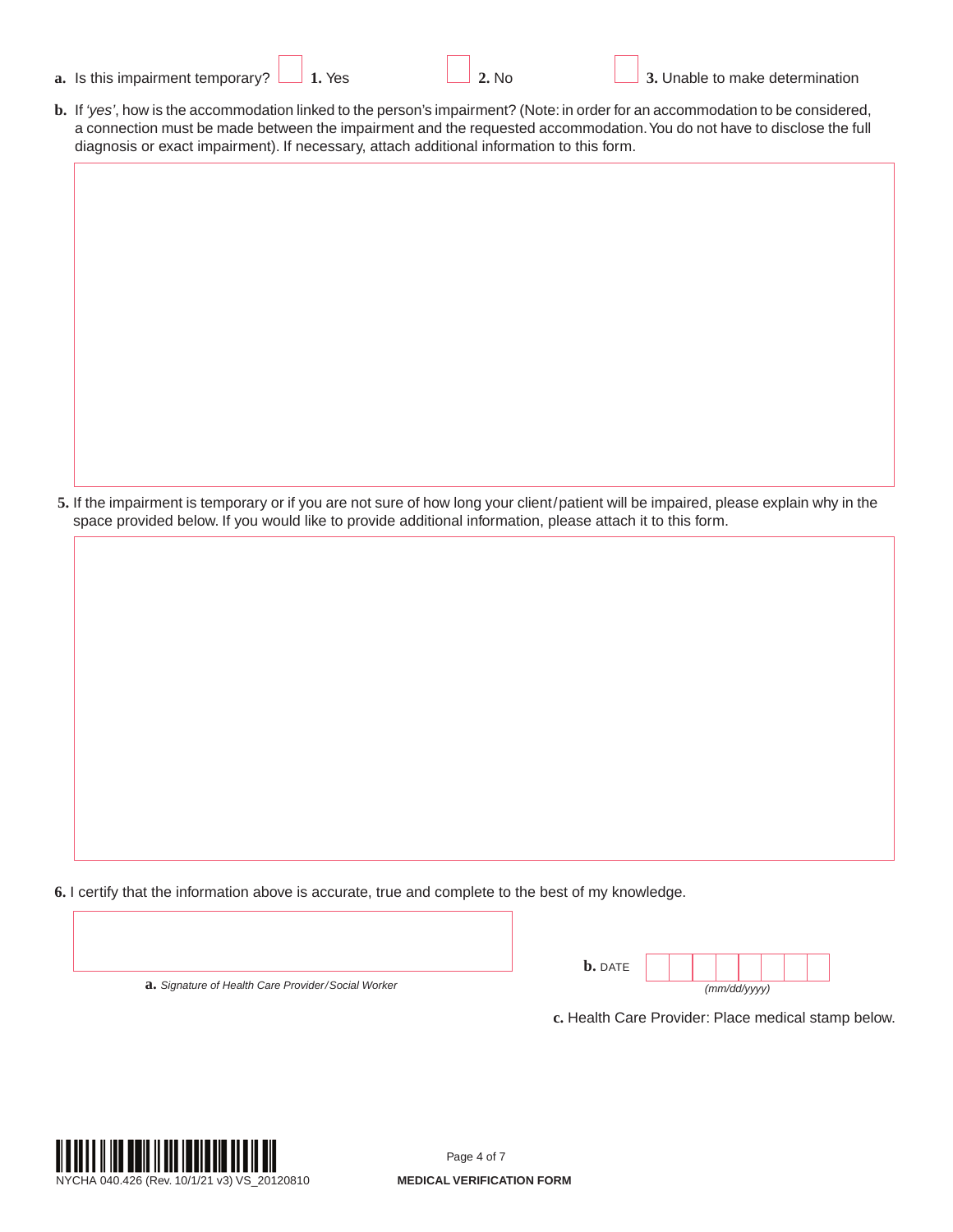**a.** Is this impairment temporary? ☐ **1.** Yes ☐ **2.** No ☐ **3.** Unable to make determination

**b.** If *'yes'*, how is the accommodation linked to the person's impairment? (Note: in order for an accommodation to be considered, a connection must be made between the impairment and the requested accommodation. You do not have to disclose the full diagnosis or exact impairment). If necessary, attach additional information to this form.

**5.** If the impairment is temporary or if you are not sure of how long your client/patient will be impaired, please explain why in the space provided below. If you would like to provide additional information, please attach it to this form.

**6.** I certify that the information above is accurate, true and complete to the best of my knowledge.

**a.** *Signature of Health Care Provider/Social Worker*

**b.** DATE *(mm/dd/yyyy)*

**c.** Health Care Provider: Place medical stamp below.

NYCHA 040.426 (Rev. 10/1/21 v3) VS_20120810

**MEDICAL VERIFICATION FORM**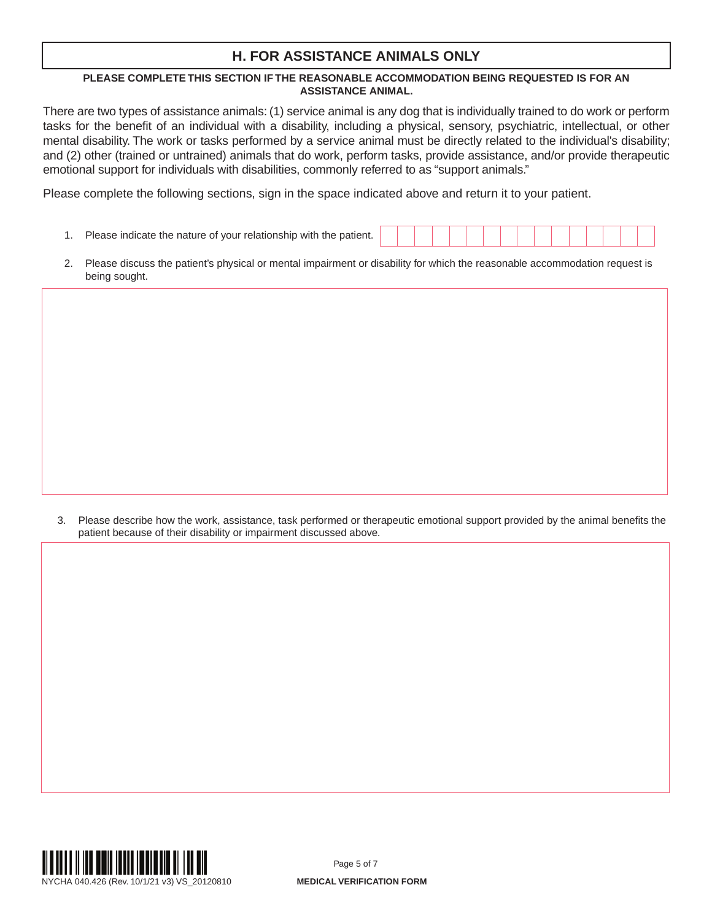## H. FOR ASSISTANCE ANIMALS ONLY

**PLEASE COMPLETE THIS SECTION IF THE REASONABLE ACCOMMODATION BEING REQUESTED IS FOR AN ASSISTANCE ANIMAL.**

There are two types of assistance animals: (1) service animal is any dog that is individually trained to do work or perform tasks for the benefit of an individual with a disability, including a physical, sensory, psychiatric, intellectual, or other mental disability. The work or tasks performed by a service animal must be directly related to the individual's disability; and (2) other (trained or untrained) animals that do work, perform tasks, provide assistance, and/or provide therapeutic emotional support for individuals with disabilities, commonly referred to as "support animals."

Please complete the following sections, sign in the space indicated above and return it to your patient.

1. Please indicate the nature of your relationship with the patient.

2. Please discuss the patient's physical or mental impairment or disability for which the reasonable accommodation request is being sought.

3. Please describe how the work, assistance, task performed or therapeutic emotional support provided by the animal benefits the patient because of their disability or impairment discussed above.

NYCHA 040.426 (Rev. 10/1/21 v3) VS_20120810

**MEDICAL VERIFICATION FORM**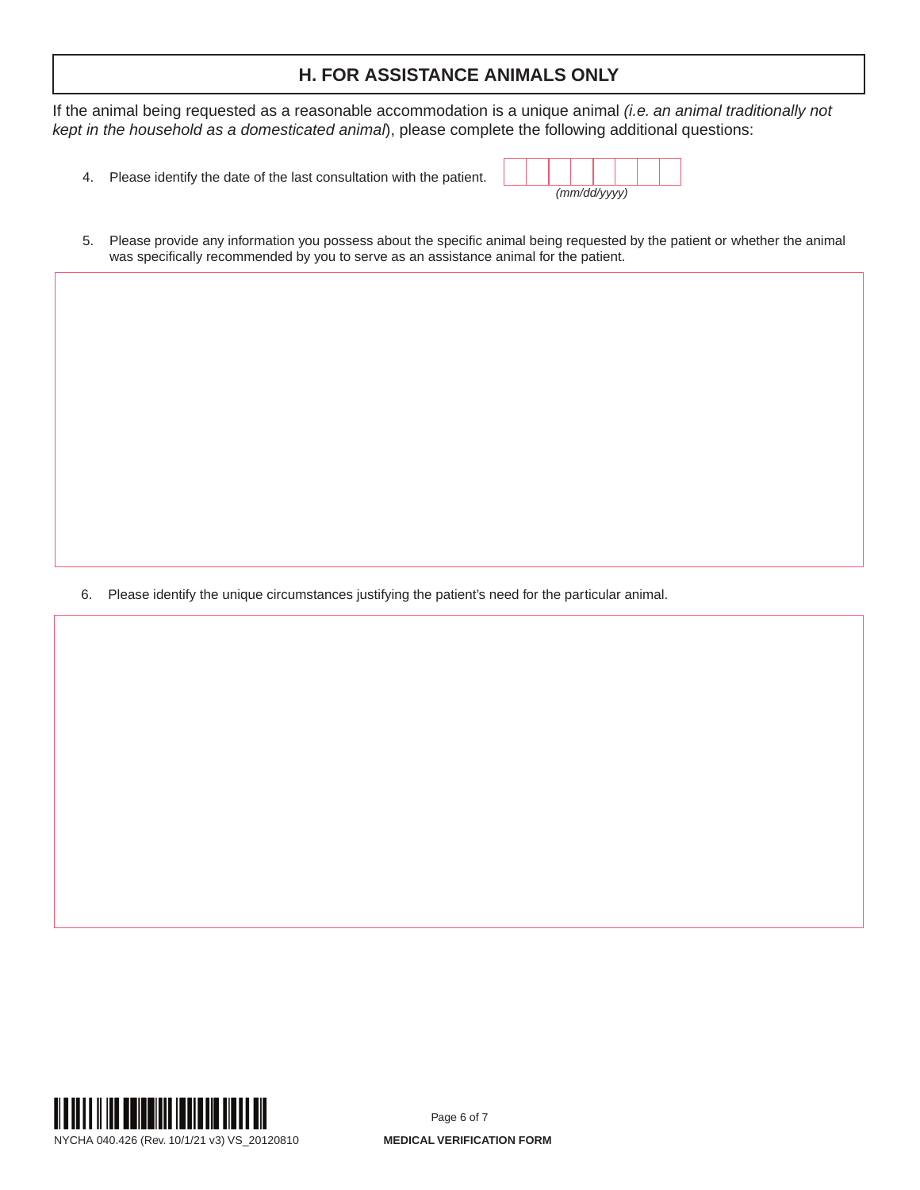## H. FOR ASSISTANCE ANIMALS ONLY

If the animal being requested as a reasonable accommodation is a unique animal *(i.e. an animal traditionally not kept in the household as a domesticated animal)*, please complete the following additional questions:

4. Please identify the date of the last consultation with the patient. _______ *(mm/dd/yyyy)*

5. Please provide any information you possess about the specific animal being requested by the patient or whether the animal was specifically recommended by you to serve as an assistance animal for the patient.

6. Please identify the unique circumstances justifying the patient's need for the particular animal.

NYCHA 040.426 (Rev. 10/1/21 v3) VS_20120810

**MEDICAL VERIFICATION FORM**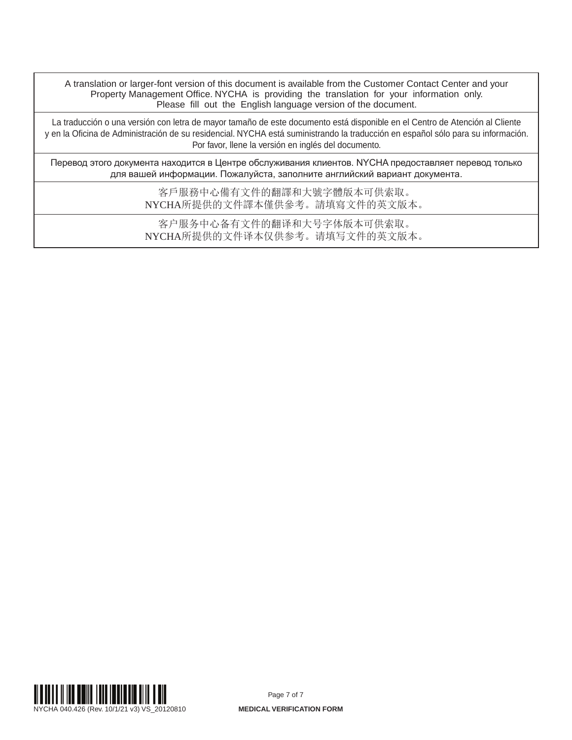A translation or larger-font version of this document is available from the Customer Contact Center and your Property Management Office. NYCHA is providing the translation for your information only. Please fill out the English language version of the document.

La traducción o una versión con letra de mayor tamaño de este documento está disponible en el Centro de Atención al Cliente y en la Oficina de Administración de su residencial. NYCHA está suministrando la traducción en español sólo para su información. Por favor, llene la versión en inglés del documento.

Перевод этого документа находится в Центре обслуживания клиентов. NYCHA предоставляет перевод только для вашей информации. Пожалуйста, заполните английский вариант документа.

客戶服務中心備有文件的翻譯和大號字體版本可供索取。
NYCHA所提供的文件譯本僅供參考。請填寫文件的英文版本。

客户服务中心备有文件的翻译和大号字体版本可供索取。
NYCHA所提供的文件译本仅供参考。请填写文件的英文版本。

NYCHA 040.426 (Rev. 10/1/21 v3) VS_20120810

**MEDICAL VERIFICATION FORM**